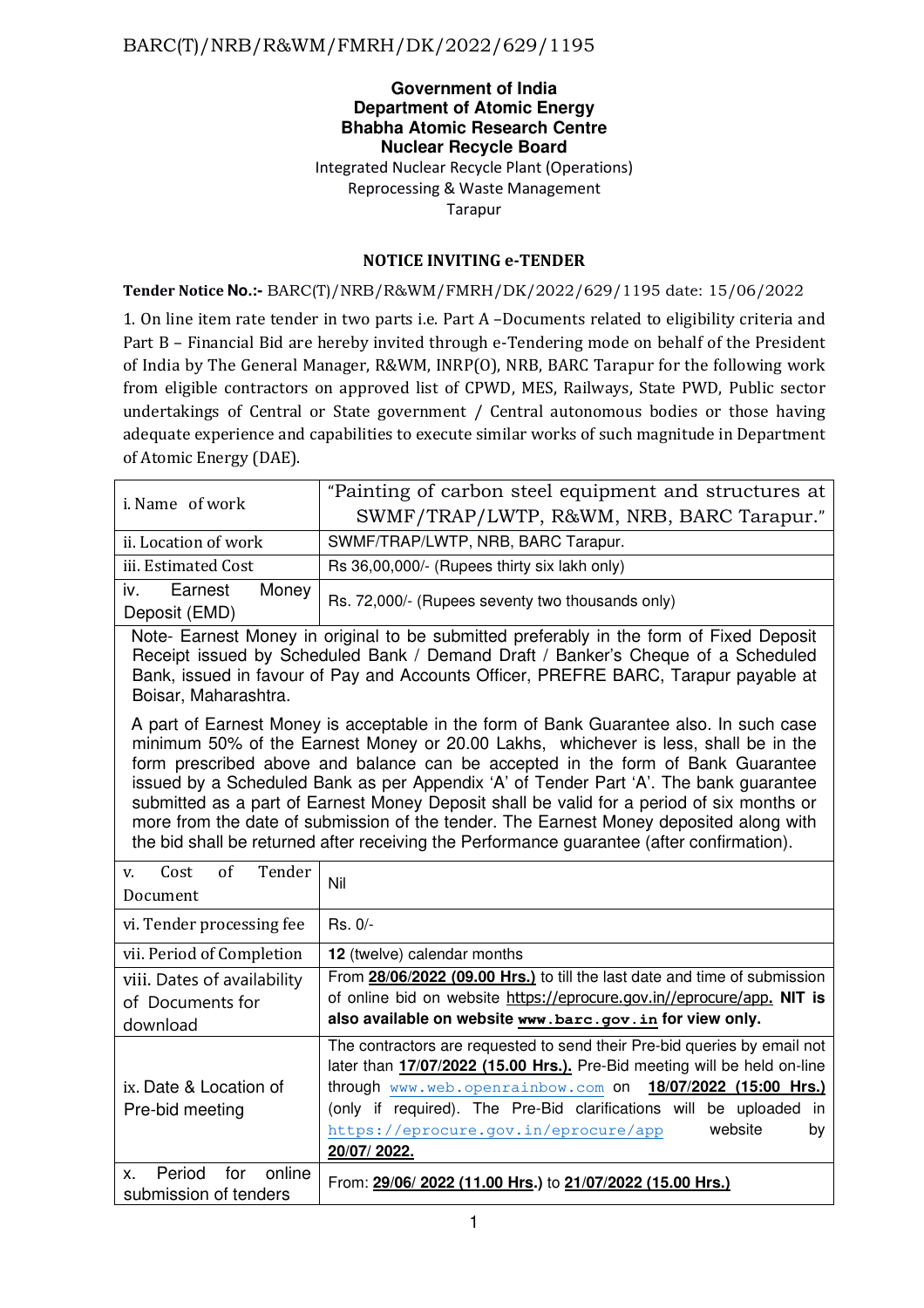BARC(T)/NRB/R&WM/FMRH/DK/2022/629/1195

**Government of India**
**Department of Atomic Energy**
**Bhabha Atomic Research Centre**
**Nuclear Recycle Board**
Integrated Nuclear Recycle Plant (Operations)
Reprocessing & Waste Management
Tarapur

## NOTICE INVITING e-TENDER

**Tender Notice No.:-** BARC(T)/NRB/R&WM/FMRH/DK/2022/629/1195 date: 15/06/2022

1. On line item rate tender in two parts i.e. Part A –Documents related to eligibility criteria and Part B – Financial Bid are hereby invited through e-Tendering mode on behalf of the President of India by The General Manager, R&WM, INRP(O), NRB, BARC Tarapur for the following work from eligible contractors on approved list of CPWD, MES, Railways, State PWD, Public sector undertakings of Central or State government / Central autonomous bodies or those having adequate experience and capabilities to execute similar works of such magnitude in Department of Atomic Energy (DAE).

| | |
|---|---|
| i. Name of work | "Painting of carbon steel equipment and structures at SWMF/TRAP/LWTP, R&WM, NRB, BARC Tarapur." |
| ii. Location of work | SWMF/TRAP/LWTP, NRB, BARC Tarapur. |
| iii. Estimated Cost | Rs 36,00,000/- (Rupees thirty six lakh only) |
| iv. Earnest Money Deposit (EMD) | Rs. 72,000/- (Rupees seventy two thousands only) |
| Note- Earnest Money in original to be submitted preferably in the form of Fixed Deposit Receipt issued by Scheduled Bank / Demand Draft / Banker's Cheque of a Scheduled Bank, issued in favour of Pay and Accounts Officer, PREFRE BARC, Tarapur payable at Boisar, Maharashtra. A part of Earnest Money is acceptable in the form of Bank Guarantee also. In such case minimum 50% of the Earnest Money or 20.00 Lakhs, whichever is less, shall be in the form prescribed above and balance can be accepted in the form of Bank Guarantee issued by a Scheduled Bank as per Appendix 'A' of Tender Part 'A'. The bank guarantee submitted as a part of Earnest Money Deposit shall be valid for a period of six months or more from the date of submission of the tender. The Earnest Money deposited along with the bid shall be returned after receiving the Performance guarantee (after confirmation). | |
| v. Cost of Tender Document | Nil |
| vi. Tender processing fee | Rs. 0/- |
| vii. Period of Completion | **12** (twelve) calendar months |
| viii. Dates of availability of Documents for download | From **28/06/2022 (09.00 Hrs.)** to till the last date and time of submission of online bid on website https://eprocure.gov.in//eprocure/app. **NIT is also available on website www.barc.gov.in for view only.** |
| ix. Date & Location of Pre-bid meeting | The contractors are requested to send their Pre-bid queries by email not later than **17/07/2022 (15.00 Hrs.).** Pre-Bid meeting will be held on-line through www.web.openrainbow.com on **18/07/2022 (15:00 Hrs.)** (only if required). The Pre-Bid clarifications will be uploaded in https://eprocure.gov.in/eprocure/app website by **20/07/ 2022.** |
| x. Period for online submission of tenders | From: **29/06/ 2022 (11.00 Hrs.)** to **21/07/2022 (15.00 Hrs.)** |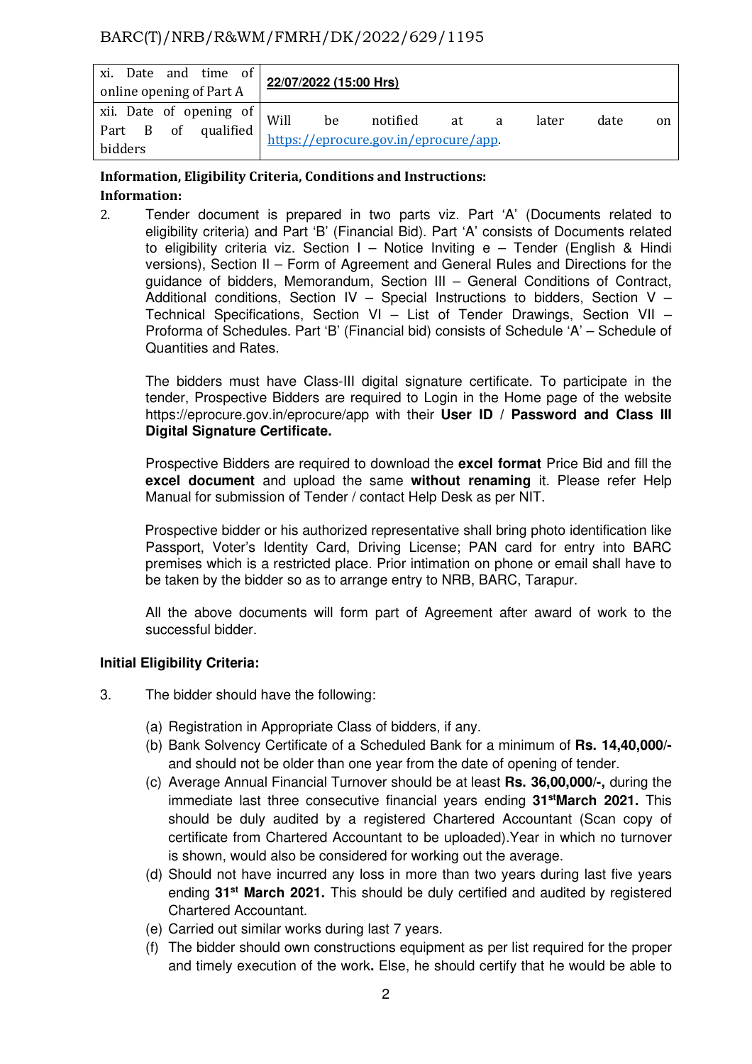| xi. Date and time of online opening of Part A | **22/07/2022 (15:00 Hrs)** |
|---|---|
| xii. Date of opening of Part B of qualified bidders | Will be notified at a later date on https://eprocure.gov.in/eprocure/app. |

**Information, Eligibility Criteria, Conditions and Instructions:**

**Information:**

2. Tender document is prepared in two parts viz. Part 'A' (Documents related to eligibility criteria) and Part 'B' (Financial Bid). Part 'A' consists of Documents related to eligibility criteria viz. Section I – Notice Inviting e – Tender (English & Hindi versions), Section II – Form of Agreement and General Rules and Directions for the guidance of bidders, Memorandum, Section III – General Conditions of Contract, Additional conditions, Section IV – Special Instructions to bidders, Section V – Technical Specifications, Section VI – List of Tender Drawings, Section VII – Proforma of Schedules. Part 'B' (Financial bid) consists of Schedule 'A' – Schedule of Quantities and Rates.

   The bidders must have Class-III digital signature certificate. To participate in the tender, Prospective Bidders are required to Login in the Home page of the website https://eprocure.gov.in/eprocure/app with their **User ID / Password and Class III Digital Signature Certificate.**

   Prospective Bidders are required to download the **excel format** Price Bid and fill the **excel document** and upload the same **without renaming** it. Please refer Help Manual for submission of Tender / contact Help Desk as per NIT.

   Prospective bidder or his authorized representative shall bring photo identification like Passport, Voter's Identity Card, Driving License; PAN card for entry into BARC premises which is a restricted place. Prior intimation on phone or email shall have to be taken by the bidder so as to arrange entry to NRB, BARC, Tarapur.

   All the above documents will form part of Agreement after award of work to the successful bidder.

**Initial Eligibility Criteria:**

3. The bidder should have the following:

   (a) Registration in Appropriate Class of bidders, if any.
   (b) Bank Solvency Certificate of a Scheduled Bank for a minimum of **Rs. 14,40,000/-** and should not be older than one year from the date of opening of tender.
   (c) Average Annual Financial Turnover should be at least **Rs. 36,00,000/-,** during the immediate last three consecutive financial years ending **31st March 2021.** This should be duly audited by a registered Chartered Accountant (Scan copy of certificate from Chartered Accountant to be uploaded).Year in which no turnover is shown, would also be considered for working out the average.
   (d) Should not have incurred any loss in more than two years during last five years ending **31st March 2021.** This should be duly certified and audited by registered Chartered Accountant.
   (e) Carried out similar works during last 7 years.
   (f) The bidder should own constructions equipment as per list required for the proper and timely execution of the work**.** Else, he should certify that he would be able to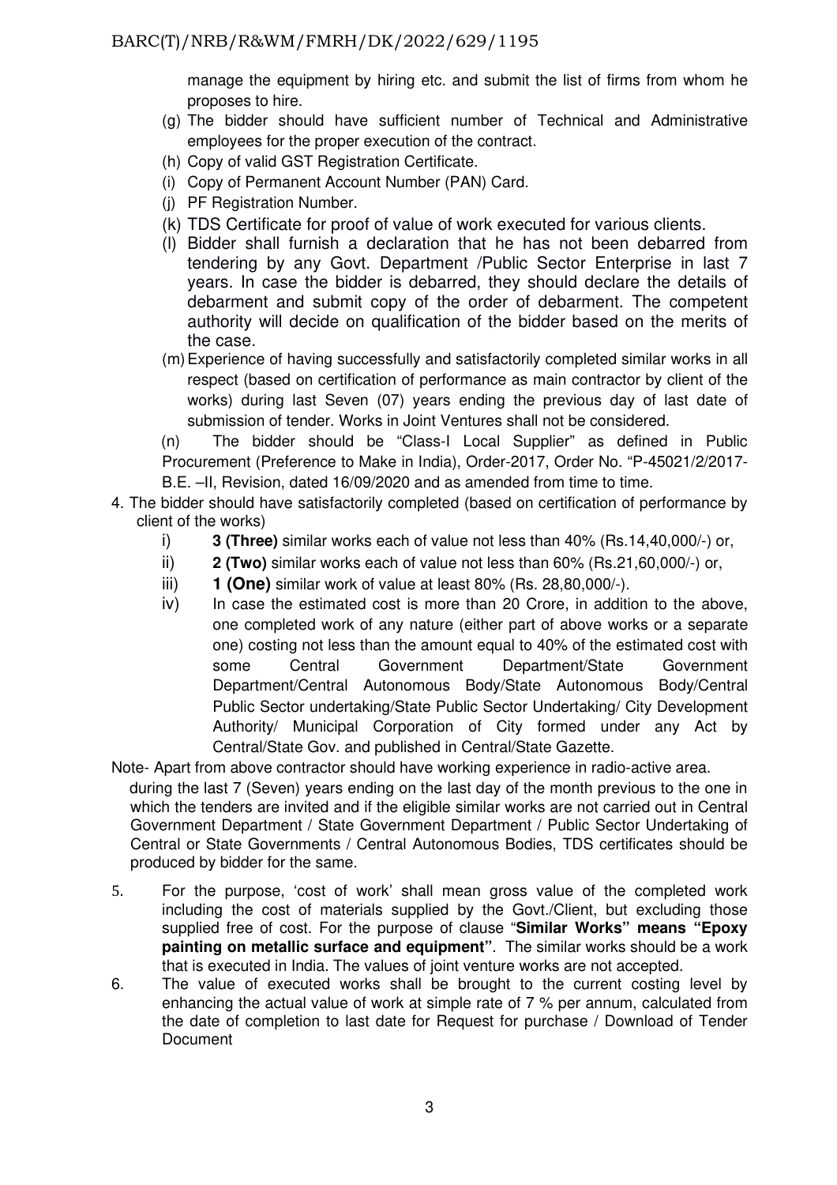manage the equipment by hiring etc. and submit the list of firms from whom he proposes to hire.

(g) The bidder should have sufficient number of Technical and Administrative employees for the proper execution of the contract.

(h) Copy of valid GST Registration Certificate.

(i) Copy of Permanent Account Number (PAN) Card.

(j) PF Registration Number.

(k) TDS Certificate for proof of value of work executed for various clients.

(l) Bidder shall furnish a declaration that he has not been debarred from tendering by any Govt. Department /Public Sector Enterprise in last 7 years. In case the bidder is debarred, they should declare the details of debarment and submit copy of the order of debarment. The competent authority will decide on qualification of the bidder based on the merits of the case.

(m) Experience of having successfully and satisfactorily completed similar works in all respect (based on certification of performance as main contractor by client of the works) during last Seven (07) years ending the previous day of last date of submission of tender. Works in Joint Ventures shall not be considered.

(n) The bidder should be "Class-I Local Supplier" as defined in Public Procurement (Preference to Make in India), Order-2017, Order No. "P-45021/2/2017-B.E. –II, Revision, dated 16/09/2020 and as amended from time to time.

4. The bidder should have satisfactorily completed (based on certification of performance by client of the works)

   i) **3 (Three)** similar works each of value not less than 40% (Rs.14,40,000/-) or,

   ii) **2 (Two)** similar works each of value not less than 60% (Rs.21,60,000/-) or,

   iii) **1 (One)** similar work of value at least 80% (Rs. 28,80,000/-).

   iv) In case the estimated cost is more than 20 Crore, in addition to the above, one completed work of any nature (either part of above works or a separate one) costing not less than the amount equal to 40% of the estimated cost with some Central Government Department/State Government Department/Central Autonomous Body/State Autonomous Body/Central Public Sector undertaking/State Public Sector Undertaking/ City Development Authority/ Municipal Corporation of City formed under any Act by Central/State Gov. and published in Central/State Gazette.

Note- Apart from above contractor should have working experience in radio-active area.

during the last 7 (Seven) years ending on the last day of the month previous to the one in which the tenders are invited and if the eligible similar works are not carried out in Central Government Department / State Government Department / Public Sector Undertaking of Central or State Governments / Central Autonomous Bodies, TDS certificates should be produced by bidder for the same.

5. For the purpose, 'cost of work' shall mean gross value of the completed work including the cost of materials supplied by the Govt./Client, but excluding those supplied free of cost. For the purpose of clause "**Similar Works" means "Epoxy painting on metallic surface and equipment"**. The similar works should be a work that is executed in India. The values of joint venture works are not accepted.

6. The value of executed works shall be brought to the current costing level by enhancing the actual value of work at simple rate of 7 % per annum, calculated from the date of completion to last date for Request for purchase / Download of Tender Document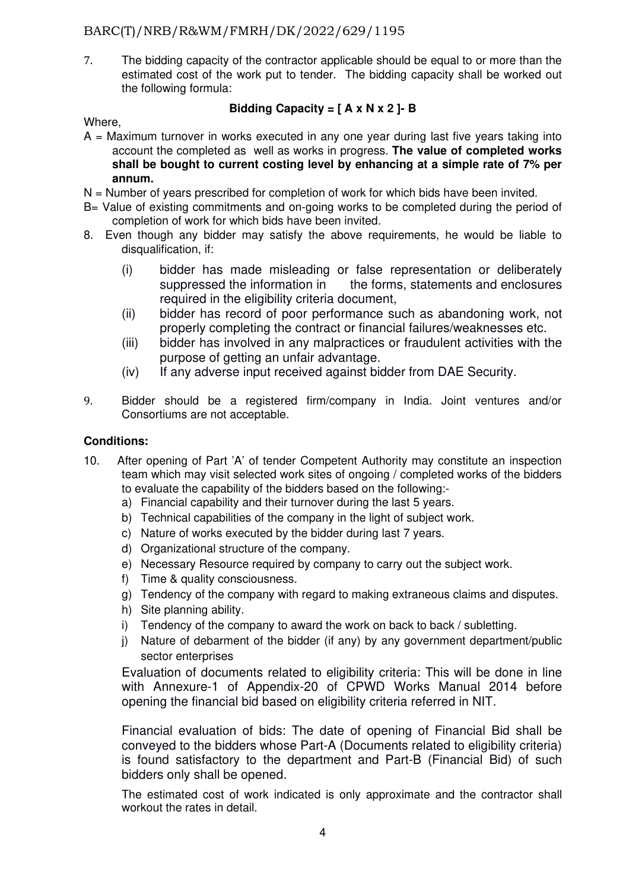7. The bidding capacity of the contractor applicable should be equal to or more than the estimated cost of the work put to tender. The bidding capacity shall be worked out the following formula:

**Bidding Capacity = [ A x N x 2 ]- B**

Where,

A = Maximum turnover in works executed in any one year during last five years taking into account the completed as well as works in progress. **The value of completed works shall be bought to current costing level by enhancing at a simple rate of 7% per annum.**

N = Number of years prescribed for completion of work for which bids have been invited.

B= Value of existing commitments and on-going works to be completed during the period of completion of work for which bids have been invited.

8. Even though any bidder may satisfy the above requirements, he would be liable to disqualification, if:
   - (i) bidder has made misleading or false representation or deliberately suppressed the information in the forms, statements and enclosures required in the eligibility criteria document,
   - (ii) bidder has record of poor performance such as abandoning work, not properly completing the contract or financial failures/weaknesses etc.
   - (iii) bidder has involved in any malpractices or fraudulent activities with the purpose of getting an unfair advantage.
   - (iv) If any adverse input received against bidder from DAE Security.

9. Bidder should be a registered firm/company in India. Joint ventures and/or Consortiums are not acceptable.

**Conditions:**

10. After opening of Part 'A' of tender Competent Authority may constitute an inspection team which may visit selected work sites of ongoing / completed works of the bidders to evaluate the capability of the bidders based on the following:-
    - a) Financial capability and their turnover during the last 5 years.
    - b) Technical capabilities of the company in the light of subject work.
    - c) Nature of works executed by the bidder during last 7 years.
    - d) Organizational structure of the company.
    - e) Necessary Resource required by company to carry out the subject work.
    - f) Time & quality consciousness.
    - g) Tendency of the company with regard to making extraneous claims and disputes.
    - h) Site planning ability.
    - i) Tendency of the company to award the work on back to back / subletting.
    - j) Nature of debarment of the bidder (if any) by any government department/public sector enterprises

    Evaluation of documents related to eligibility criteria: This will be done in line with Annexure-1 of Appendix-20 of CPWD Works Manual 2014 before opening the financial bid based on eligibility criteria referred in NIT.

    Financial evaluation of bids: The date of opening of Financial Bid shall be conveyed to the bidders whose Part-A (Documents related to eligibility criteria) is found satisfactory to the department and Part-B (Financial Bid) of such bidders only shall be opened.

    The estimated cost of work indicated is only approximate and the contractor shall workout the rates in detail.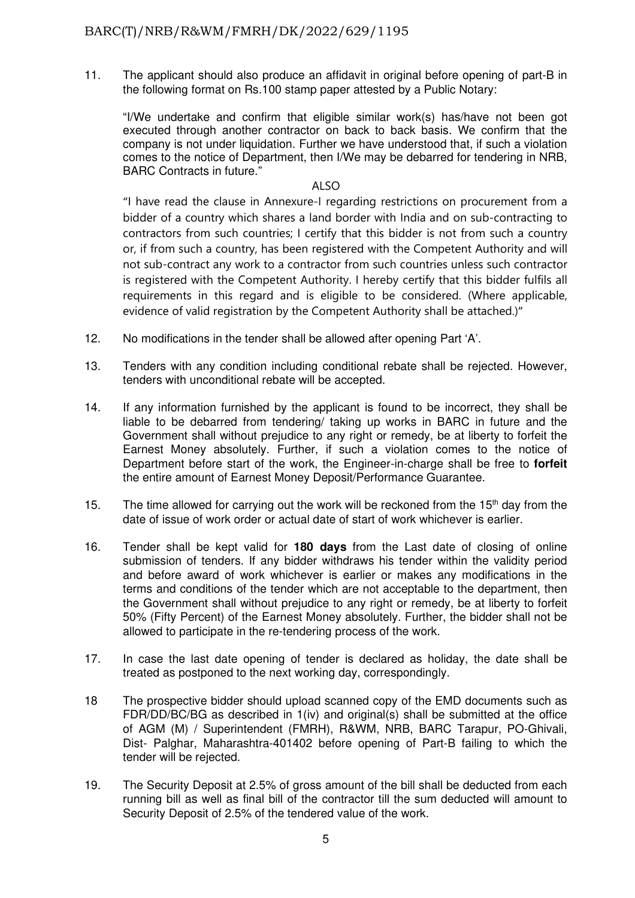11. The applicant should also produce an affidavit in original before opening of part-B in the following format on Rs.100 stamp paper attested by a Public Notary:

"I/We undertake and confirm that eligible similar work(s) has/have not been got executed through another contractor on back to back basis. We confirm that the company is not under liquidation. Further we have understood that, if such a violation comes to the notice of Department, then I/We may be debarred for tendering in NRB, BARC Contracts in future."

ALSO

"I have read the clause in Annexure-I regarding restrictions on procurement from a bidder of a country which shares a land border with India and on sub-contracting to contractors from such countries; I certify that this bidder is not from such a country or, if from such a country, has been registered with the Competent Authority and will not sub-contract any work to a contractor from such countries unless such contractor is registered with the Competent Authority. I hereby certify that this bidder fulfils all requirements in this regard and is eligible to be considered. (Where applicable, evidence of valid registration by the Competent Authority shall be attached.)"

12. No modifications in the tender shall be allowed after opening Part 'A'.

13. Tenders with any condition including conditional rebate shall be rejected. However, tenders with unconditional rebate will be accepted.

14. If any information furnished by the applicant is found to be incorrect, they shall be liable to be debarred from tendering/ taking up works in BARC in future and the Government shall without prejudice to any right or remedy, be at liberty to forfeit the Earnest Money absolutely. Further, if such a violation comes to the notice of Department before start of the work, the Engineer-in-charge shall be free to **forfeit** the entire amount of Earnest Money Deposit/Performance Guarantee.

15. The time allowed for carrying out the work will be reckoned from the 15th day from the date of issue of work order or actual date of start of work whichever is earlier.

16. Tender shall be kept valid for **180 days** from the Last date of closing of online submission of tenders. If any bidder withdraws his tender within the validity period and before award of work whichever is earlier or makes any modifications in the terms and conditions of the tender which are not acceptable to the department, then the Government shall without prejudice to any right or remedy, be at liberty to forfeit 50% (Fifty Percent) of the Earnest Money absolutely. Further, the bidder shall not be allowed to participate in the re-tendering process of the work.

17. In case the last date opening of tender is declared as holiday, the date shall be treated as postponed to the next working day, correspondingly.

18 The prospective bidder should upload scanned copy of the EMD documents such as FDR/DD/BC/BG as described in 1(iv) and original(s) shall be submitted at the office of AGM (M) / Superintendent (FMRH), R&WM, NRB, BARC Tarapur, PO-Ghivali, Dist- Palghar, Maharashtra-401402 before opening of Part-B failing to which the tender will be rejected.

19. The Security Deposit at 2.5% of gross amount of the bill shall be deducted from each running bill as well as final bill of the contractor till the sum deducted will amount to Security Deposit of 2.5% of the tendered value of the work.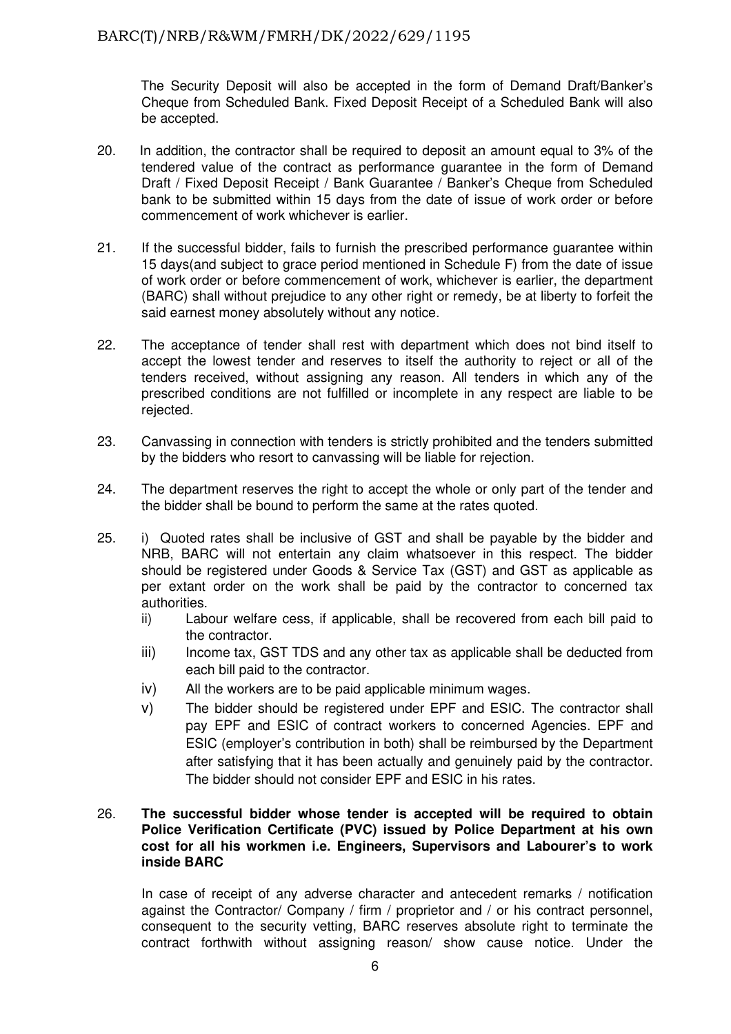The Security Deposit will also be accepted in the form of Demand Draft/Banker's Cheque from Scheduled Bank. Fixed Deposit Receipt of a Scheduled Bank will also be accepted.

20. In addition, the contractor shall be required to deposit an amount equal to 3% of the tendered value of the contract as performance guarantee in the form of Demand Draft / Fixed Deposit Receipt / Bank Guarantee / Banker's Cheque from Scheduled bank to be submitted within 15 days from the date of issue of work order or before commencement of work whichever is earlier.

21. If the successful bidder, fails to furnish the prescribed performance guarantee within 15 days(and subject to grace period mentioned in Schedule F) from the date of issue of work order or before commencement of work, whichever is earlier, the department (BARC) shall without prejudice to any other right or remedy, be at liberty to forfeit the said earnest money absolutely without any notice.

22. The acceptance of tender shall rest with department which does not bind itself to accept the lowest tender and reserves to itself the authority to reject or all of the tenders received, without assigning any reason. All tenders in which any of the prescribed conditions are not fulfilled or incomplete in any respect are liable to be rejected.

23. Canvassing in connection with tenders is strictly prohibited and the tenders submitted by the bidders who resort to canvassing will be liable for rejection.

24. The department reserves the right to accept the whole or only part of the tender and the bidder shall be bound to perform the same at the rates quoted.

25. i) Quoted rates shall be inclusive of GST and shall be payable by the bidder and NRB, BARC will not entertain any claim whatsoever in this respect. The bidder should be registered under Goods & Service Tax (GST) and GST as applicable as per extant order on the work shall be paid by the contractor to concerned tax authorities.
    ii) Labour welfare cess, if applicable, shall be recovered from each bill paid to the contractor.
    iii) Income tax, GST TDS and any other tax as applicable shall be deducted from each bill paid to the contractor.
    iv) All the workers are to be paid applicable minimum wages.
    v) The bidder should be registered under EPF and ESIC. The contractor shall pay EPF and ESIC of contract workers to concerned Agencies. EPF and ESIC (employer's contribution in both) shall be reimbursed by the Department after satisfying that it has been actually and genuinely paid by the contractor. The bidder should not consider EPF and ESIC in his rates.

26. **The successful bidder whose tender is accepted will be required to obtain Police Verification Certificate (PVC) issued by Police Department at his own cost for all his workmen i.e. Engineers, Supervisors and Labourer's to work inside BARC**

    In case of receipt of any adverse character and antecedent remarks / notification against the Contractor/ Company / firm / proprietor and / or his contract personnel, consequent to the security vetting, BARC reserves absolute right to terminate the contract forthwith without assigning reason/ show cause notice. Under the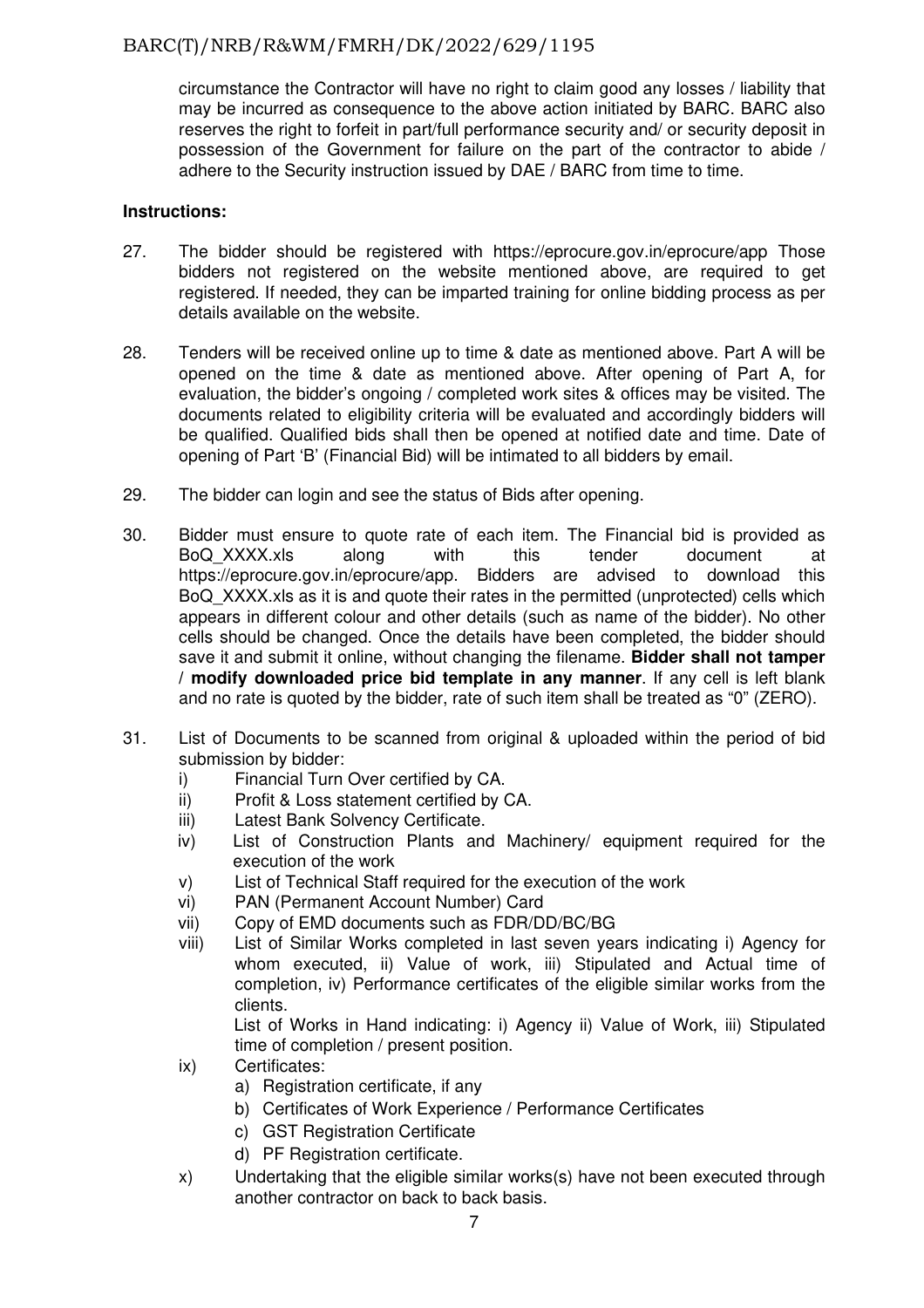circumstance the Contractor will have no right to claim good any losses / liability that may be incurred as consequence to the above action initiated by BARC. BARC also reserves the right to forfeit in part/full performance security and/ or security deposit in possession of the Government for failure on the part of the contractor to abide / adhere to the Security instruction issued by DAE / BARC from time to time.

**Instructions:**

27. The bidder should be registered with https://eprocure.gov.in/eprocure/app Those bidders not registered on the website mentioned above, are required to get registered. If needed, they can be imparted training for online bidding process as per details available on the website.

28. Tenders will be received online up to time & date as mentioned above. Part A will be opened on the time & date as mentioned above. After opening of Part A, for evaluation, the bidder's ongoing / completed work sites & offices may be visited. The documents related to eligibility criteria will be evaluated and accordingly bidders will be qualified. Qualified bids shall then be opened at notified date and time. Date of opening of Part 'B' (Financial Bid) will be intimated to all bidders by email.

29. The bidder can login and see the status of Bids after opening.

30. Bidder must ensure to quote rate of each item. The Financial bid is provided as BoQ_XXXX.xls along with this tender document at https://eprocure.gov.in/eprocure/app. Bidders are advised to download this BoQ_XXXX.xls as it is and quote their rates in the permitted (unprotected) cells which appears in different colour and other details (such as name of the bidder). No other cells should be changed. Once the details have been completed, the bidder should save it and submit it online, without changing the filename. **Bidder shall not tamper / modify downloaded price bid template in any manner**. If any cell is left blank and no rate is quoted by the bidder, rate of such item shall be treated as "0" (ZERO).

31. List of Documents to be scanned from original & uploaded within the period of bid submission by bidder:
    - i) Financial Turn Over certified by CA.
    - ii) Profit & Loss statement certified by CA.
    - iii) Latest Bank Solvency Certificate.
    - iv) List of Construction Plants and Machinery/ equipment required for the execution of the work
    - v) List of Technical Staff required for the execution of the work
    - vi) PAN (Permanent Account Number) Card
    - vii) Copy of EMD documents such as FDR/DD/BC/BG
    - viii) List of Similar Works completed in last seven years indicating i) Agency for whom executed, ii) Value of work, iii) Stipulated and Actual time of completion, iv) Performance certificates of the eligible similar works from the clients.

      List of Works in Hand indicating: i) Agency ii) Value of Work, iii) Stipulated time of completion / present position.
    - ix) Certificates:
      - a) Registration certificate, if any
      - b) Certificates of Work Experience / Performance Certificates
      - c) GST Registration Certificate
      - d) PF Registration certificate.
    - x) Undertaking that the eligible similar works(s) have not been executed through another contractor on back to back basis.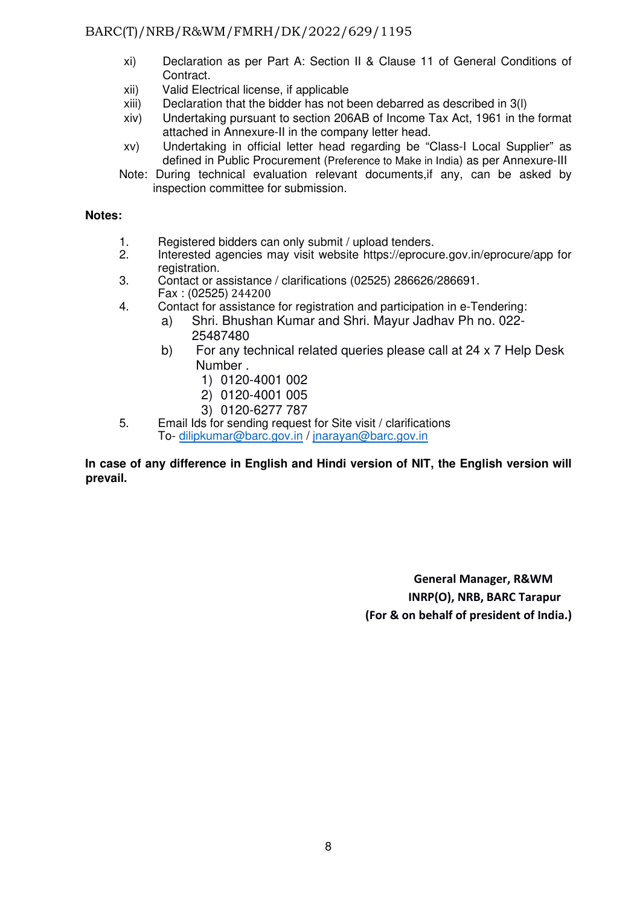xi) Declaration as per Part A: Section II & Clause 11 of General Conditions of Contract.

xii) Valid Electrical license, if applicable

xiii) Declaration that the bidder has not been debarred as described in 3(l)

xiv) Undertaking pursuant to section 206AB of Income Tax Act, 1961 in the format attached in Annexure-II in the company letter head.

xv) Undertaking in official letter head regarding be "Class-I Local Supplier" as defined in Public Procurement (Preference to Make in India) as per Annexure-III

Note: During technical evaluation relevant documents,if any, can be asked by inspection committee for submission.

**Notes:**

1. Registered bidders can only submit / upload tenders.
2. Interested agencies may visit website https://eprocure.gov.in/eprocure/app for registration.
3. Contact or assistance / clarifications (02525) 286626/286691.
   Fax : (02525) 244200
4. Contact for assistance for registration and participation in e-Tendering:
   a) Shri. Bhushan Kumar and Shri. Mayur Jadhav Ph no. 022-25487480
   b) For any technical related queries please call at 24 x 7 Help Desk Number .
      1) 0120-4001 002
      2) 0120-4001 005
      3) 0120-6277 787
5. Email Ids for sending request for Site visit / clarifications
   To- dilipkumar@barc.gov.in / jnarayan@barc.gov.in

**In case of any difference in English and Hindi version of NIT, the English version will prevail.**

**General Manager, R&WM**
**INRP(O), NRB, BARC Tarapur**
**(For & on behalf of president of India.)**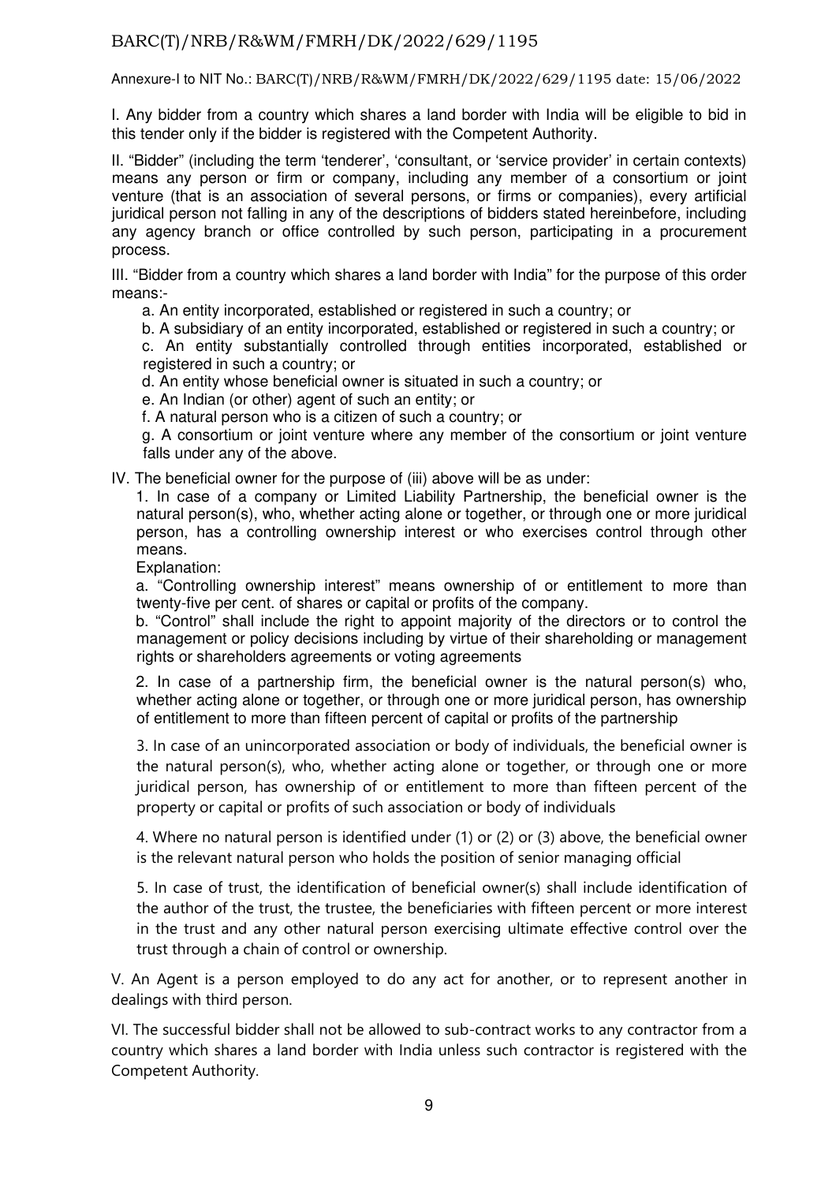Annexure-I to NIT No.: BARC(T)/NRB/R&WM/FMRH/DK/2022/629/1195 date: 15/06/2022

I. Any bidder from a country which shares a land border with India will be eligible to bid in this tender only if the bidder is registered with the Competent Authority.

II. "Bidder" (including the term 'tenderer', 'consultant, or 'service provider' in certain contexts) means any person or firm or company, including any member of a consortium or joint venture (that is an association of several persons, or firms or companies), every artificial juridical person not falling in any of the descriptions of bidders stated hereinbefore, including any agency branch or office controlled by such person, participating in a procurement process.

III. "Bidder from a country which shares a land border with India" for the purpose of this order means:-

a. An entity incorporated, established or registered in such a country; or

b. A subsidiary of an entity incorporated, established or registered in such a country; or

c. An entity substantially controlled through entities incorporated, established or registered in such a country; or

d. An entity whose beneficial owner is situated in such a country; or

e. An Indian (or other) agent of such an entity; or

f. A natural person who is a citizen of such a country; or

g. A consortium or joint venture where any member of the consortium or joint venture falls under any of the above.

IV. The beneficial owner for the purpose of (iii) above will be as under:

1. In case of a company or Limited Liability Partnership, the beneficial owner is the natural person(s), who, whether acting alone or together, or through one or more juridical person, has a controlling ownership interest or who exercises control through other means.

Explanation:

a. "Controlling ownership interest" means ownership of or entitlement to more than twenty-five per cent. of shares or capital or profits of the company.

b. "Control" shall include the right to appoint majority of the directors or to control the management or policy decisions including by virtue of their shareholding or management rights or shareholders agreements or voting agreements

2. In case of a partnership firm, the beneficial owner is the natural person(s) who, whether acting alone or together, or through one or more juridical person, has ownership of entitlement to more than fifteen percent of capital or profits of the partnership

3. In case of an unincorporated association or body of individuals, the beneficial owner is the natural person(s), who, whether acting alone or together, or through one or more juridical person, has ownership of or entitlement to more than fifteen percent of the property or capital or profits of such association or body of individuals

4. Where no natural person is identified under (1) or (2) or (3) above, the beneficial owner is the relevant natural person who holds the position of senior managing official

5. In case of trust, the identification of beneficial owner(s) shall include identification of the author of the trust, the trustee, the beneficiaries with fifteen percent or more interest in the trust and any other natural person exercising ultimate effective control over the trust through a chain of control or ownership.

V. An Agent is a person employed to do any act for another, or to represent another in dealings with third person.

VI. The successful bidder shall not be allowed to sub-contract works to any contractor from a country which shares a land border with India unless such contractor is registered with the Competent Authority.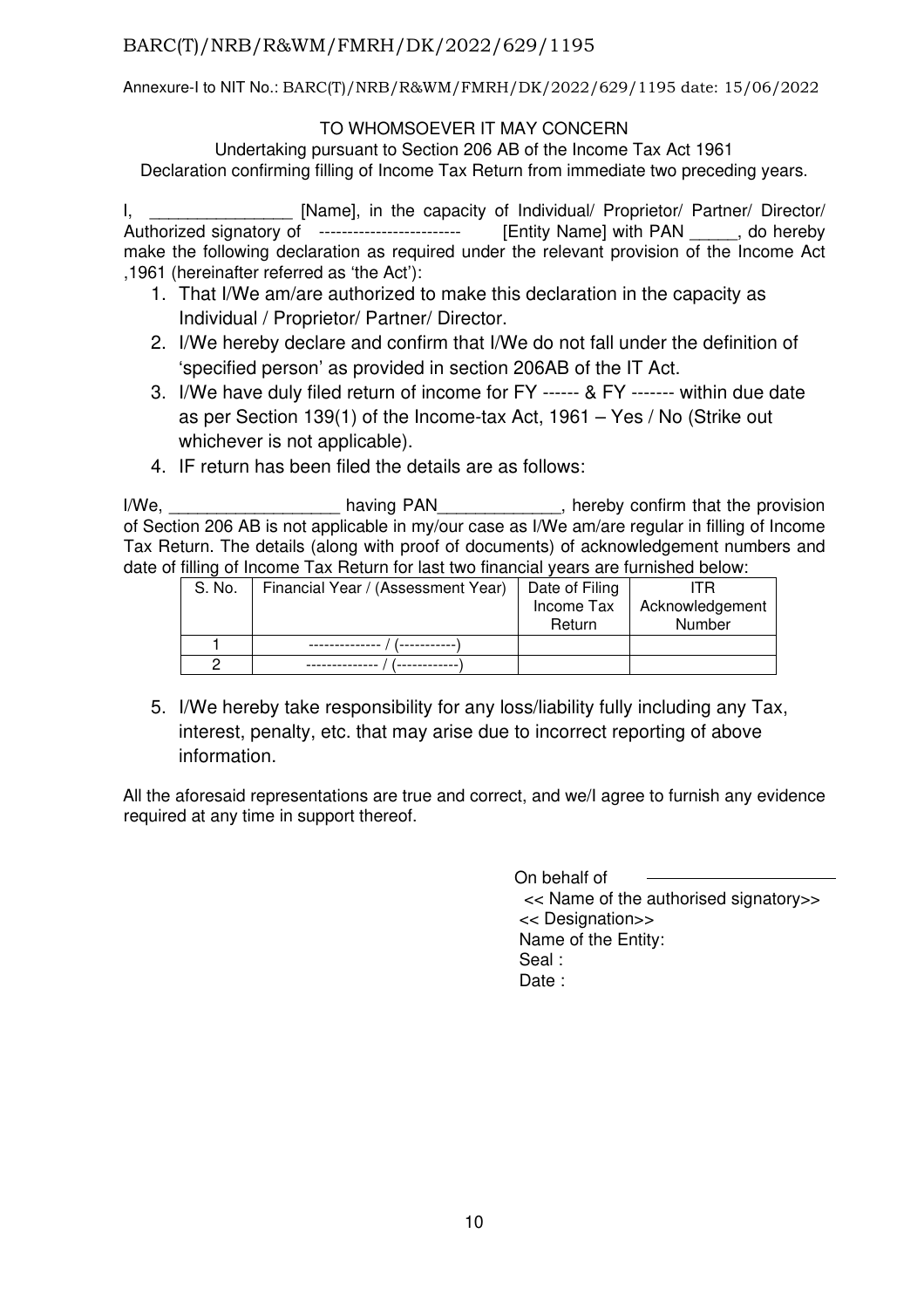Annexure-I to NIT No.: BARC(T)/NRB/R&WM/FMRH/DK/2022/629/1195 date: 15/06/2022

TO WHOMSOEVER IT MAY CONCERN

Undertaking pursuant to Section 206 AB of the Income Tax Act 1961

Declaration confirming filling of Income Tax Return from immediate two preceding years.

I, _______________ [Name], in the capacity of Individual/ Proprietor/ Partner/ Director/ Authorized signatory of ------------------------- [Entity Name] with PAN _____, do hereby make the following declaration as required under the relevant provision of the Income Act ,1961 (hereinafter referred as 'the Act'):

1. That I/We am/are authorized to make this declaration in the capacity as Individual / Proprietor/ Partner/ Director.
2. I/We hereby declare and confirm that I/We do not fall under the definition of 'specified person' as provided in section 206AB of the IT Act.
3. I/We have duly filed return of income for FY ------ & FY ------- within due date as per Section 139(1) of the Income-tax Act, 1961 – Yes / No (Strike out whichever is not applicable).
4. IF return has been filed the details are as follows:

I/We, __________________ having PAN_____________, hereby confirm that the provision of Section 206 AB is not applicable in my/our case as I/We am/are regular in filling of Income Tax Return. The details (along with proof of documents) of acknowledgement numbers and date of filling of Income Tax Return for last two financial years are furnished below:

| S. No. | Financial Year / (Assessment Year) | Date of Filing Income Tax Return | ITR Acknowledgement Number |
|---|---|---|---|
| 1 | -------------- / (-----------) | | |
| 2 | ------------- / (------------) | | |

5. I/We hereby take responsibility for any loss/liability fully including any Tax, interest, penalty, etc. that may arise due to incorrect reporting of above information.

All the aforesaid representations are true and correct, and we/I agree to furnish any evidence required at any time in support thereof.

On behalf of ______________________

<< Name of the authorised signatory>>

<< Designation>>

Name of the Entity:

Seal :

Date :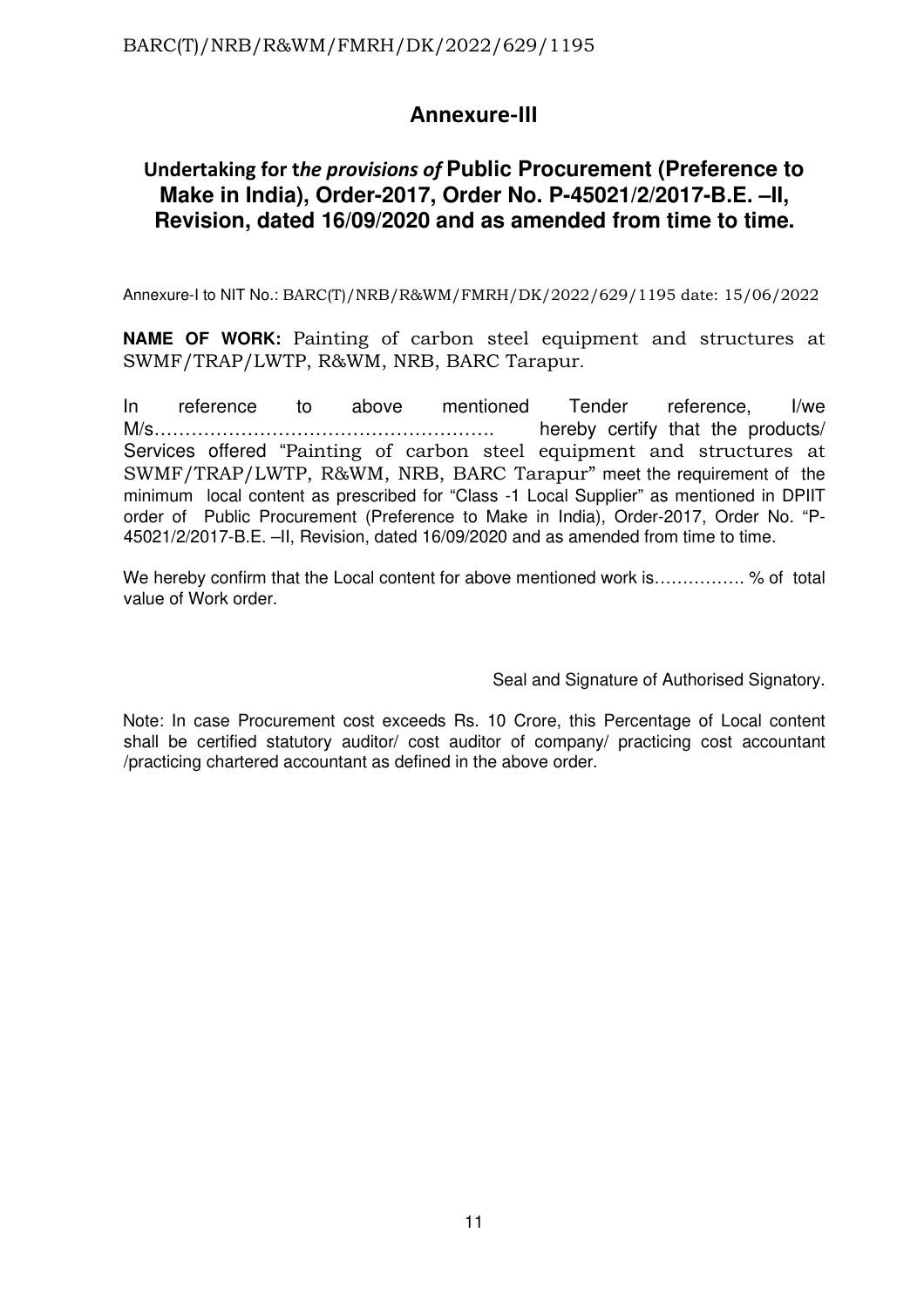# Annexure-III

## Undertaking for t*he provisions of* Public Procurement (Preference to Make in India), Order-2017, Order No. P-45021/2/2017-B.E. –II, Revision, dated 16/09/2020 and as amended from time to time.

Annexure-I to NIT No.: BARC(T)/NRB/R&WM/FMRH/DK/2022/629/1195 date: 15/06/2022

**NAME OF WORK:** Painting of carbon steel equipment and structures at SWMF/TRAP/LWTP, R&WM, NRB, BARC Tarapur.

In reference to above mentioned Tender reference, I/we M/s………………………………………………. hereby certify that the products/ Services offered "Painting of carbon steel equipment and structures at SWMF/TRAP/LWTP, R&WM, NRB, BARC Tarapur" meet the requirement of the minimum local content as prescribed for "Class -1 Local Supplier" as mentioned in DPIIT order of Public Procurement (Preference to Make in India), Order-2017, Order No. "P-45021/2/2017-B.E. –II, Revision, dated 16/09/2020 and as amended from time to time.

We hereby confirm that the Local content for above mentioned work is……………. % of total value of Work order.

Seal and Signature of Authorised Signatory.

Note: In case Procurement cost exceeds Rs. 10 Crore, this Percentage of Local content shall be certified statutory auditor/ cost auditor of company/ practicing cost accountant /practicing chartered accountant as defined in the above order.